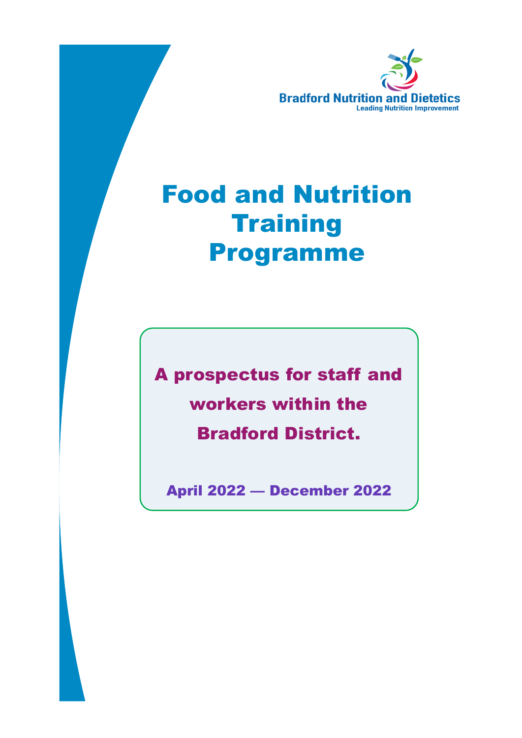Bradford Nutrition and Dietetics

Leading Nutrition Improvement

# Food and Nutrition Training Programme

**A prospectus for staff and workers within the Bradford District.**

**April 2022 — December 2022**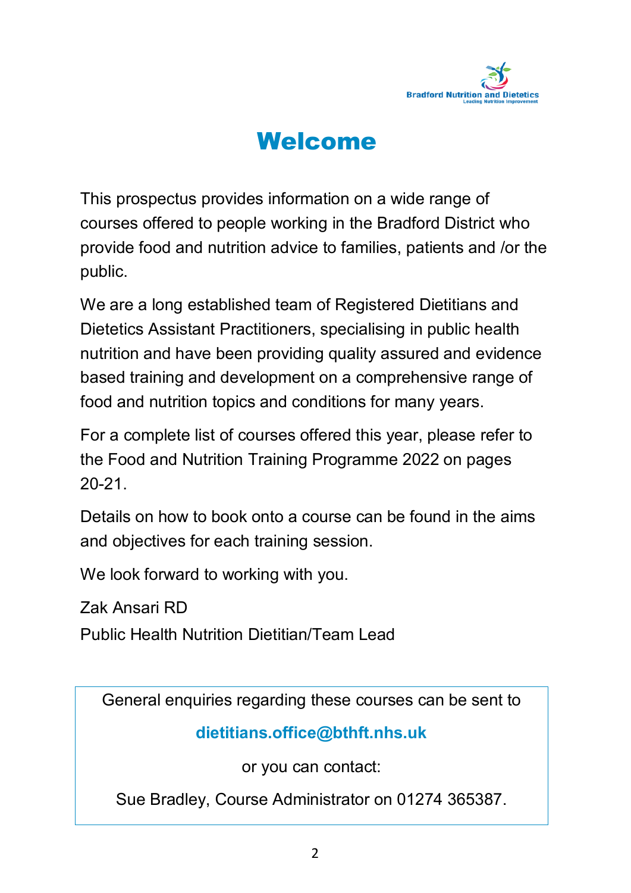# Welcome

This prospectus provides information on a wide range of courses offered to people working in the Bradford District who provide food and nutrition advice to families, patients and /or the public.

We are a long established team of Registered Dietitians and Dietetics Assistant Practitioners, specialising in public health nutrition and have been providing quality assured and evidence based training and development on a comprehensive range of food and nutrition topics and conditions for many years.

For a complete list of courses offered this year, please refer to the Food and Nutrition Training Programme 2022 on pages 20-21.

Details on how to book onto a course can be found in the aims and objectives for each training session.

We look forward to working with you.

Zak Ansari RD

Public Health Nutrition Dietitian/Team Lead

General enquiries regarding these courses can be sent to

**dietitians.office@bthft.nhs.uk**

or you can contact:

Sue Bradley, Course Administrator on 01274 365387.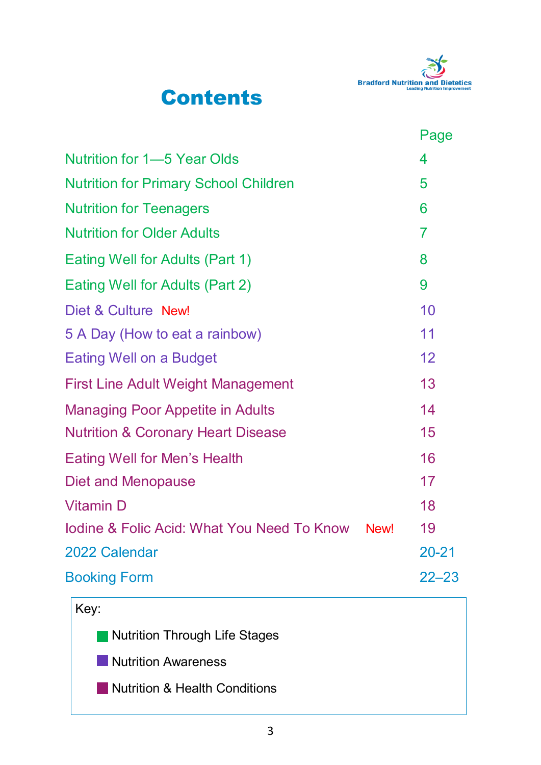Bradford Nutrition and Dietetics
Leading Nutrition Improvement

# Contents

| | Page |
|---|---|
| Nutrition for 1—5 Year Olds | 4 |
| Nutrition for Primary School Children | 5 |
| Nutrition for Teenagers | 6 |
| Nutrition for Older Adults | 7 |
| Eating Well for Adults (Part 1) | 8 |
| Eating Well for Adults (Part 2) | 9 |
| Diet & Culture New! | 10 |
| 5 A Day (How to eat a rainbow) | 11 |
| Eating Well on a Budget | 12 |
| First Line Adult Weight Management | 13 |
| Managing Poor Appetite in Adults | 14 |
| Nutrition & Coronary Heart Disease | 15 |
| Eating Well for Men's Health | 16 |
| Diet and Menopause | 17 |
| Vitamin D | 18 |
| Iodine & Folic Acid: What You Need To Know New! | 19 |
| 2022 Calendar | 20-21 |
| Booking Form | 22–23 |

Key:

- Nutrition Through Life Stages
- Nutrition Awareness
- Nutrition & Health Conditions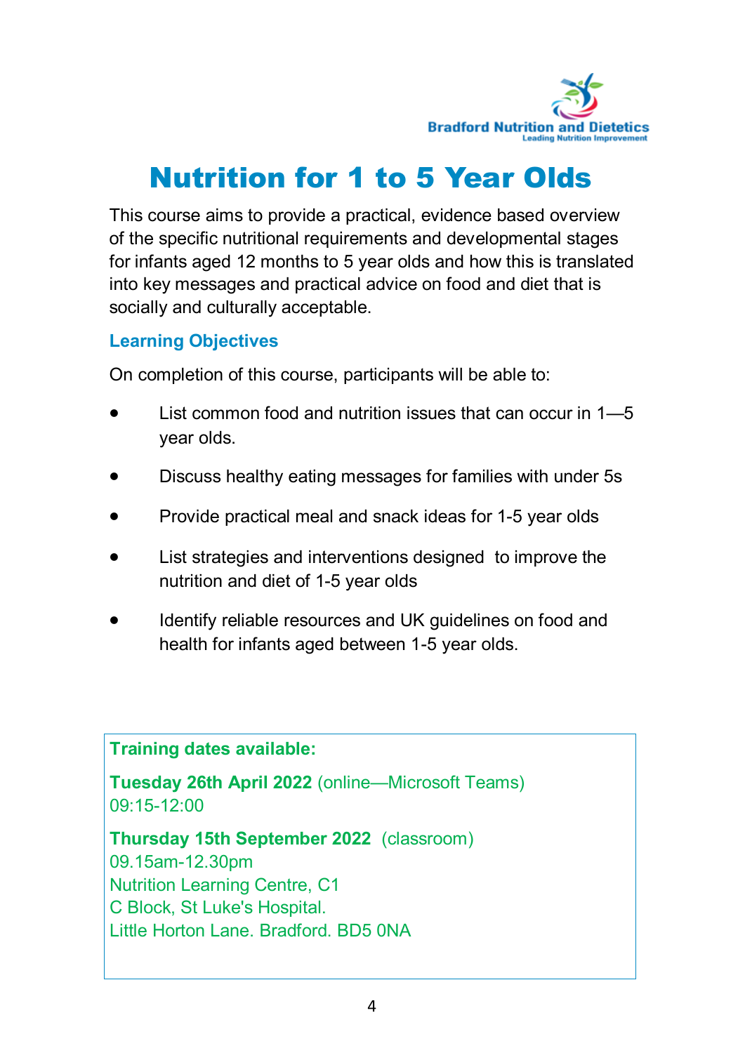Bradford Nutrition and Dietetics
Leading Nutrition Improvement

# Nutrition for 1 to 5 Year Olds

This course aims to provide a practical, evidence based overview of the specific nutritional requirements and developmental stages for infants aged 12 months to 5 year olds and how this is translated into key messages and practical advice on food and diet that is socially and culturally acceptable.

## Learning Objectives

On completion of this course, participants will be able to:

- List common food and nutrition issues that can occur in 1—5 year olds.
- Discuss healthy eating messages for families with under 5s
- Provide practical meal and snack ideas for 1-5 year olds
- List strategies and interventions designed to improve the nutrition and diet of 1-5 year olds
- Identify reliable resources and UK guidelines on food and health for infants aged between 1-5 year olds.

**Training dates available:**

**Tuesday 26th April 2022** (online—Microsoft Teams)
09:15-12:00

**Thursday 15th September 2022** (classroom)
09.15am-12.30pm
Nutrition Learning Centre, C1
C Block, St Luke's Hospital.
Little Horton Lane. Bradford. BD5 0NA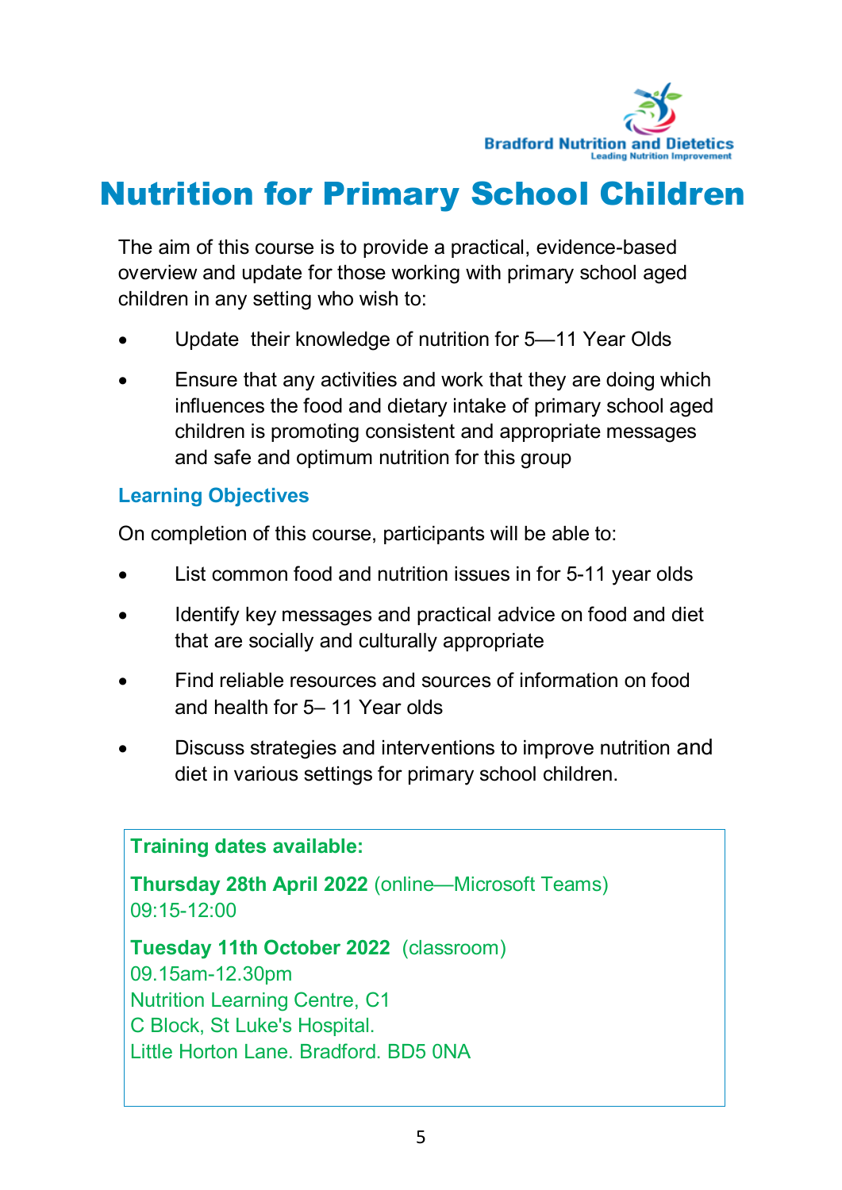Bradford Nutrition and Dietetics
Leading Nutrition Improvement

# Nutrition for Primary School Children

The aim of this course is to provide a practical, evidence-based overview and update for those working with primary school aged children in any setting who wish to:

- Update their knowledge of nutrition for 5—11 Year Olds
- Ensure that any activities and work that they are doing which influences the food and dietary intake of primary school aged children is promoting consistent and appropriate messages and safe and optimum nutrition for this group

## Learning Objectives

On completion of this course, participants will be able to:

- List common food and nutrition issues in for 5-11 year olds
- Identify key messages and practical advice on food and diet that are socially and culturally appropriate
- Find reliable resources and sources of information on food and health for 5– 11 Year olds
- Discuss strategies and interventions to improve nutrition and diet in various settings for primary school children.

**Training dates available:**

**Thursday 28th April 2022** (online—Microsoft Teams)
09:15-12:00

**Tuesday 11th October 2022** (classroom)
09.15am-12.30pm
Nutrition Learning Centre, C1
C Block, St Luke's Hospital.
Little Horton Lane. Bradford. BD5 0NA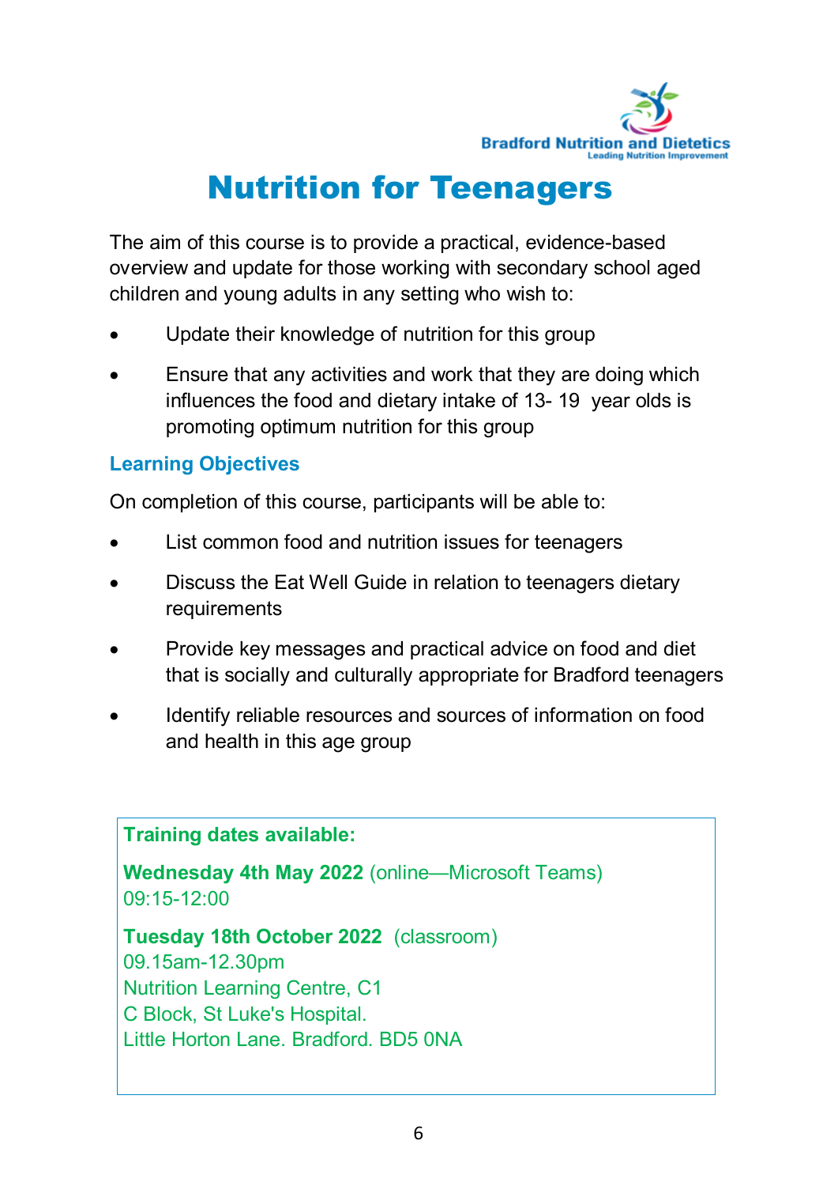Bradford Nutrition and Dietetics
Leading Nutrition Improvement

# Nutrition for Teenagers

The aim of this course is to provide a practical, evidence-based overview and update for those working with secondary school aged children and young adults in any setting who wish to:

- Update their knowledge of nutrition for this group
- Ensure that any activities and work that they are doing which influences the food and dietary intake of 13- 19 year olds is promoting optimum nutrition for this group

### Learning Objectives

On completion of this course, participants will be able to:

- List common food and nutrition issues for teenagers
- Discuss the Eat Well Guide in relation to teenagers dietary requirements
- Provide key messages and practical advice on food and diet that is socially and culturally appropriate for Bradford teenagers
- Identify reliable resources and sources of information on food and health in this age group

**Training dates available:**

**Wednesday 4th May 2022** (online—Microsoft Teams)
09:15-12:00

**Tuesday 18th October 2022** (classroom)
09.15am-12.30pm
Nutrition Learning Centre, C1
C Block, St Luke's Hospital.
Little Horton Lane. Bradford. BD5 0NA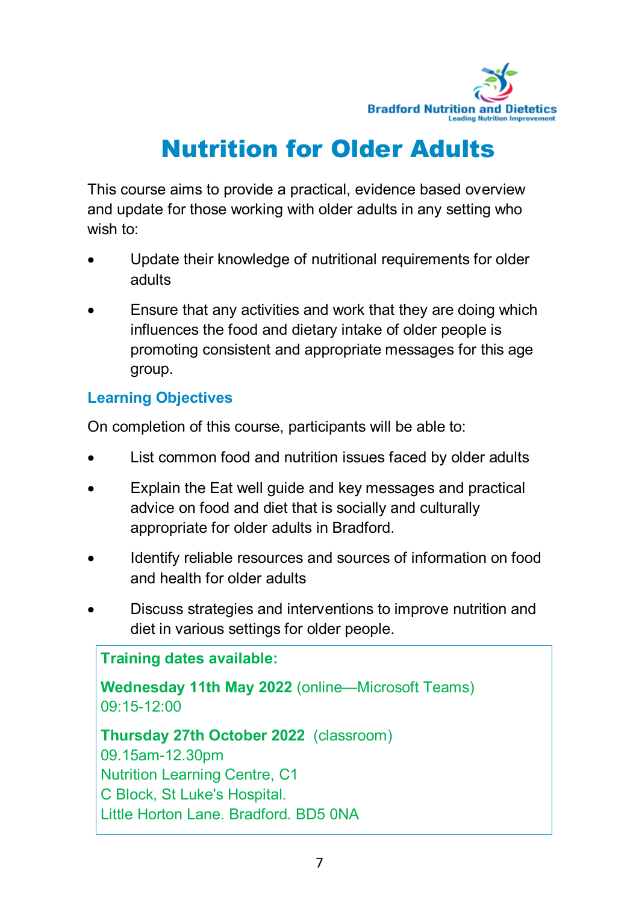Bradford Nutrition and Dietetics
Leading Nutrition Improvement

# Nutrition for Older Adults

This course aims to provide a practical, evidence based overview and update for those working with older adults in any setting who wish to:

- Update their knowledge of nutritional requirements for older adults
- Ensure that any activities and work that they are doing which influences the food and dietary intake of older people is promoting consistent and appropriate messages for this age group.

## Learning Objectives

On completion of this course, participants will be able to:

- List common food and nutrition issues faced by older adults
- Explain the Eat well guide and key messages and practical advice on food and diet that is socially and culturally appropriate for older adults in Bradford.
- Identify reliable resources and sources of information on food and health for older adults
- Discuss strategies and interventions to improve nutrition and diet in various settings for older people.

**Training dates available:**

**Wednesday 11th May 2022** (online—Microsoft Teams)
09:15-12:00

**Thursday 27th October 2022** (classroom)
09.15am-12.30pm
Nutrition Learning Centre, C1
C Block, St Luke's Hospital.
Little Horton Lane. Bradford. BD5 0NA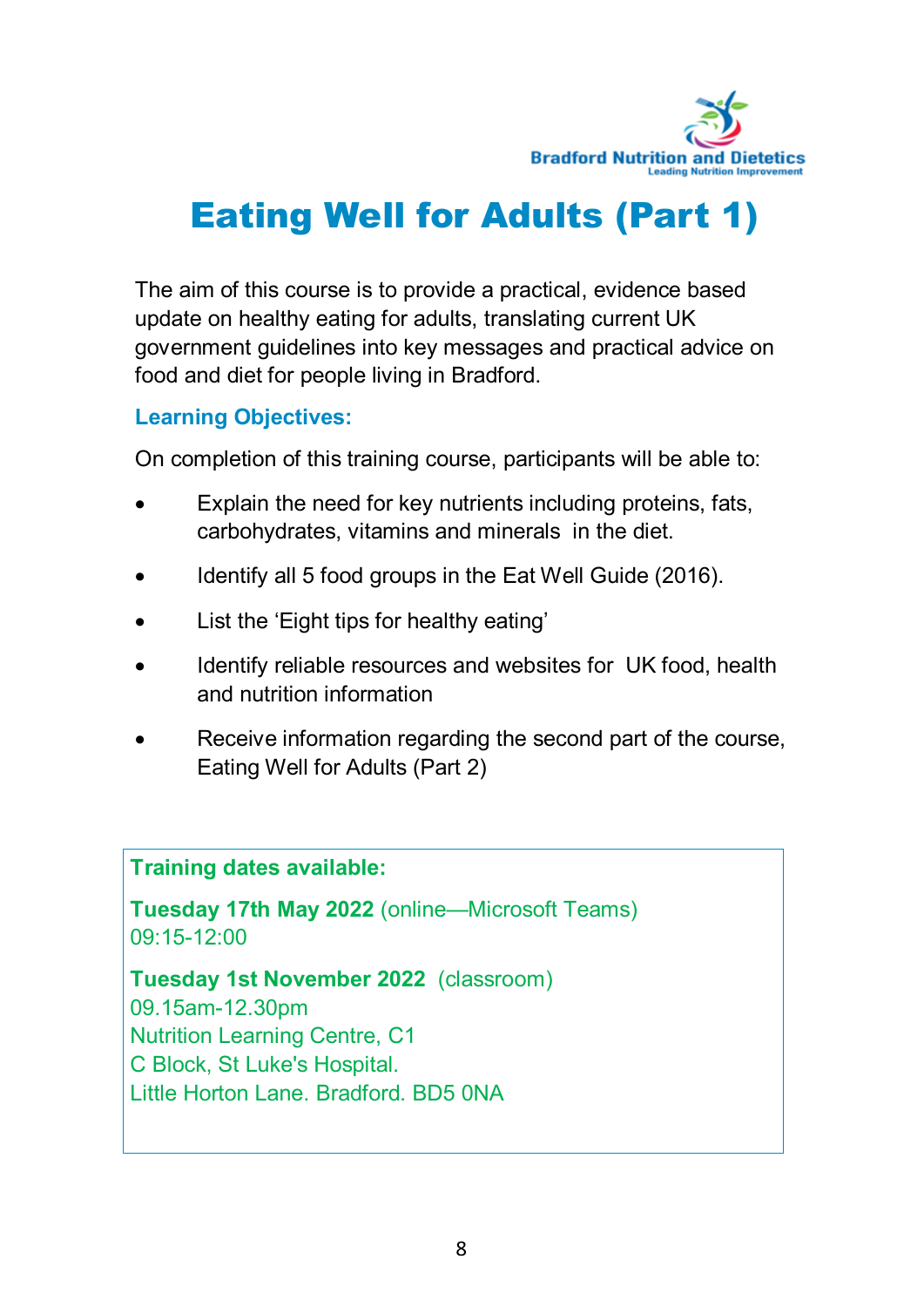Bradford Nutrition and Dietetics
Leading Nutrition Improvement

# Eating Well for Adults (Part 1)

The aim of this course is to provide a practical, evidence based update on healthy eating for adults, translating current UK government guidelines into key messages and practical advice on food and diet for people living in Bradford.

### Learning Objectives:

On completion of this training course, participants will be able to:

- Explain the need for key nutrients including proteins, fats, carbohydrates, vitamins and minerals in the diet.
- Identify all 5 food groups in the Eat Well Guide (2016).
- List the 'Eight tips for healthy eating'
- Identify reliable resources and websites for UK food, health and nutrition information
- Receive information regarding the second part of the course, Eating Well for Adults (Part 2)

**Training dates available:**

**Tuesday 17th May 2022** (online—Microsoft Teams)
09:15-12:00

**Tuesday 1st November 2022** (classroom)
09.15am-12.30pm
Nutrition Learning Centre, C1
C Block, St Luke's Hospital.
Little Horton Lane. Bradford. BD5 0NA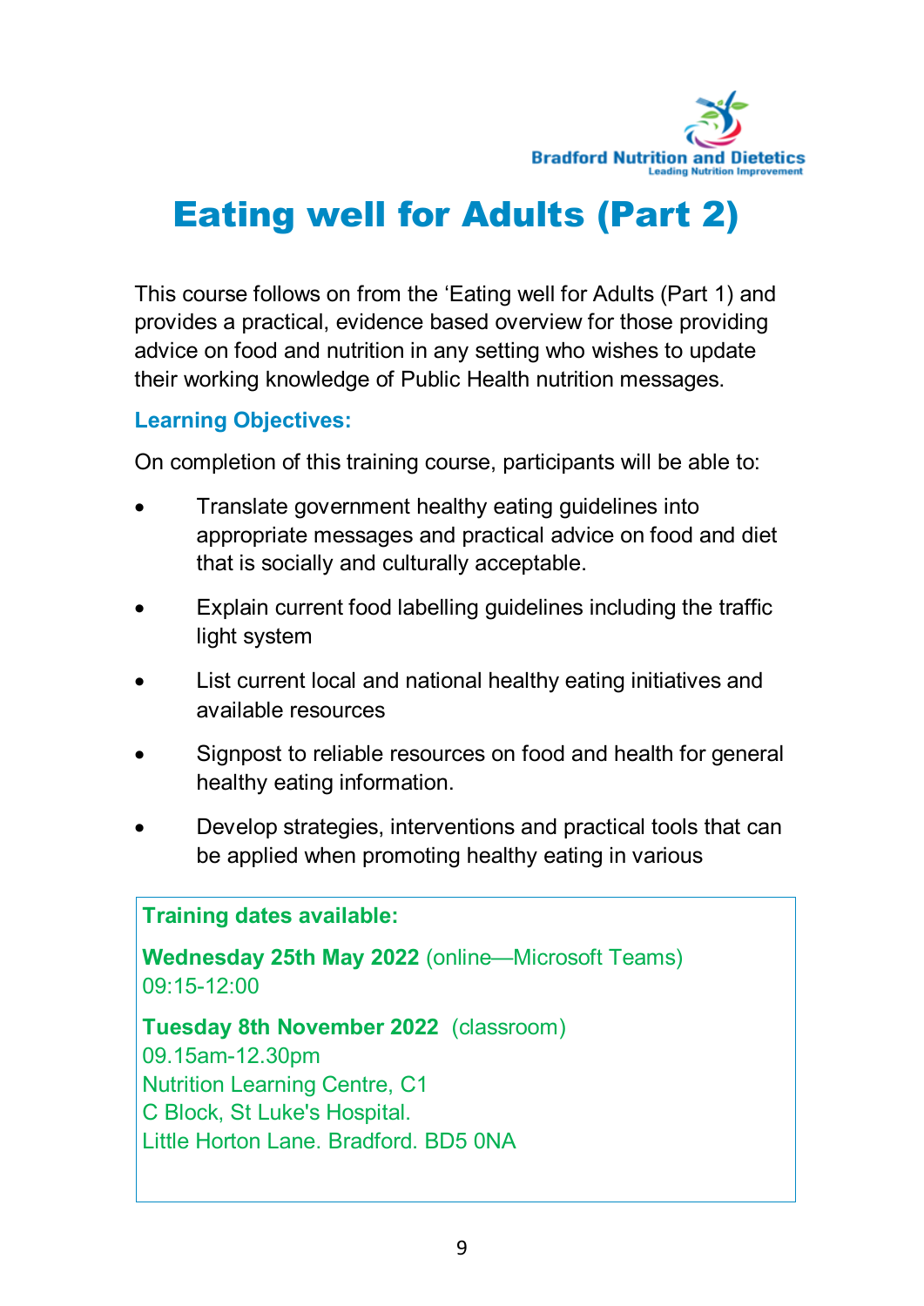Bradford Nutrition and Dietetics
Leading Nutrition Improvement

# Eating well for Adults (Part 2)

This course follows on from the 'Eating well for Adults (Part 1) and provides a practical, evidence based overview for those providing advice on food and nutrition in any setting who wishes to update their working knowledge of Public Health nutrition messages.

### Learning Objectives:

On completion of this training course, participants will be able to:

- Translate government healthy eating guidelines into appropriate messages and practical advice on food and diet that is socially and culturally acceptable.
- Explain current food labelling guidelines including the traffic light system
- List current local and national healthy eating initiatives and available resources
- Signpost to reliable resources on food and health for general healthy eating information.
- Develop strategies, interventions and practical tools that can be applied when promoting healthy eating in various

**Training dates available:**

**Wednesday 25th May 2022** (online—Microsoft Teams)
09:15-12:00

**Tuesday 8th November 2022** (classroom)
09.15am-12.30pm
Nutrition Learning Centre, C1
C Block, St Luke's Hospital.
Little Horton Lane. Bradford. BD5 0NA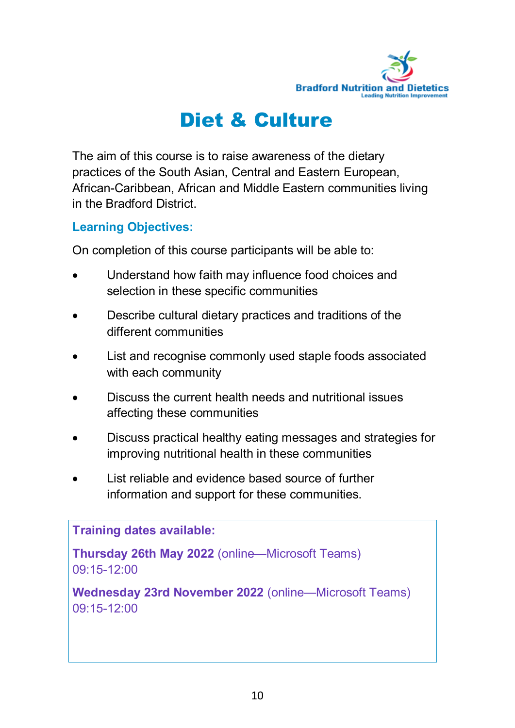Bradford Nutrition and Dietetics
Leading Nutrition Improvement

# Diet & Culture

The aim of this course is to raise awareness of the dietary practices of the South Asian, Central and Eastern European, African-Caribbean, African and Middle Eastern communities living in the Bradford District.

### Learning Objectives:

On completion of this course participants will be able to:

- Understand how faith may influence food choices and selection in these specific communities
- Describe cultural dietary practices and traditions of the different communities
- List and recognise commonly used staple foods associated with each community
- Discuss the current health needs and nutritional issues affecting these communities
- Discuss practical healthy eating messages and strategies for improving nutritional health in these communities
- List reliable and evidence based source of further information and support for these communities.

**Training dates available:**

**Thursday 26th May 2022** (online—Microsoft Teams)
09:15-12:00

**Wednesday 23rd November 2022** (online—Microsoft Teams)
09:15-12:00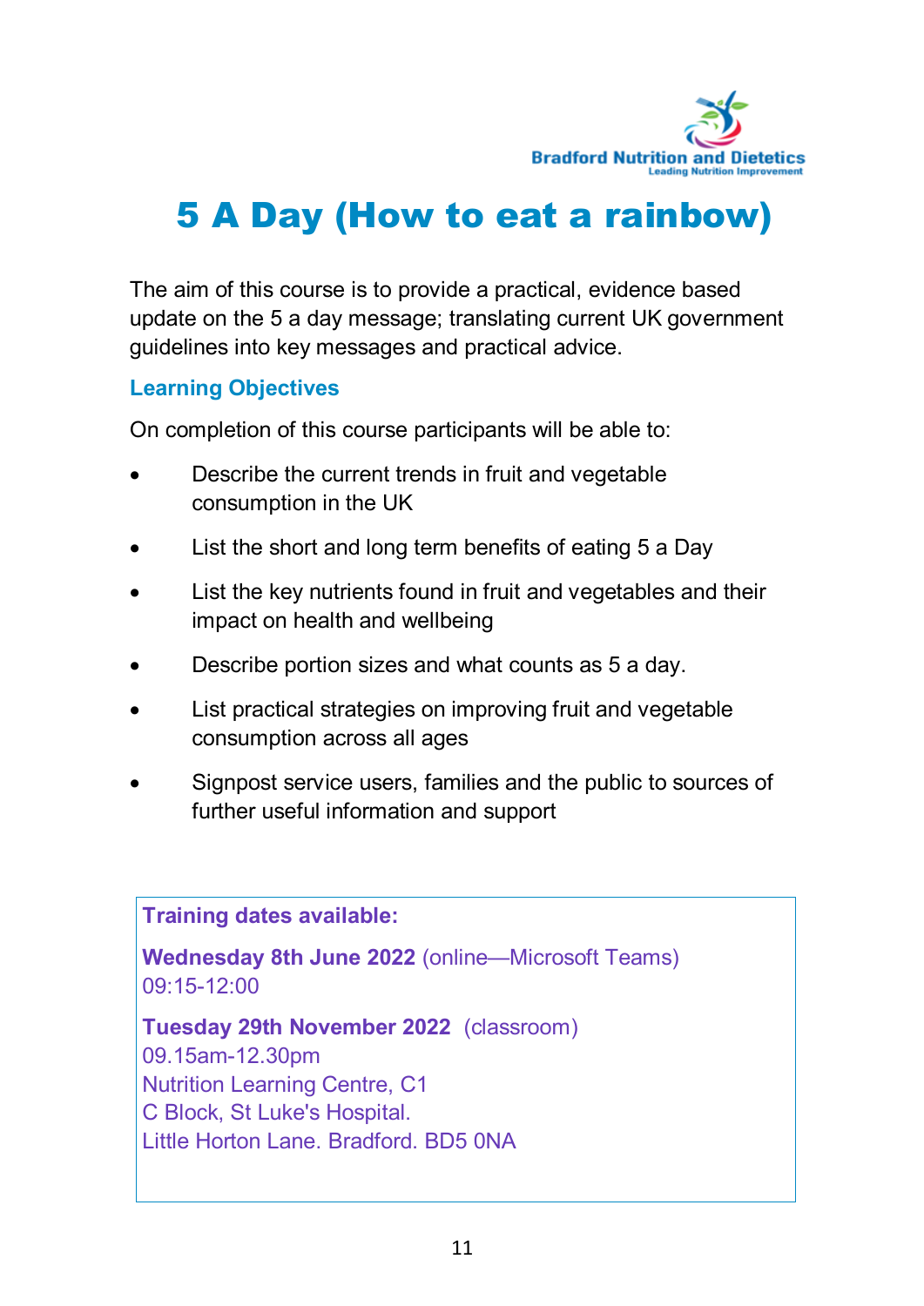# 5 A Day (How to eat a rainbow)

The aim of this course is to provide a practical, evidence based update on the 5 a day message; translating current UK government guidelines into key messages and practical advice.

### Learning Objectives

On completion of this course participants will be able to:

- Describe the current trends in fruit and vegetable consumption in the UK
- List the short and long term benefits of eating 5 a Day
- List the key nutrients found in fruit and vegetables and their impact on health and wellbeing
- Describe portion sizes and what counts as 5 a day.
- List practical strategies on improving fruit and vegetable consumption across all ages
- Signpost service users, families and the public to sources of further useful information and support

**Training dates available:**

**Wednesday 8th June 2022** (online—Microsoft Teams)
09:15-12:00

**Tuesday 29th November 2022** (classroom)
09.15am-12.30pm
Nutrition Learning Centre, C1
C Block, St Luke's Hospital.
Little Horton Lane. Bradford. BD5 0NA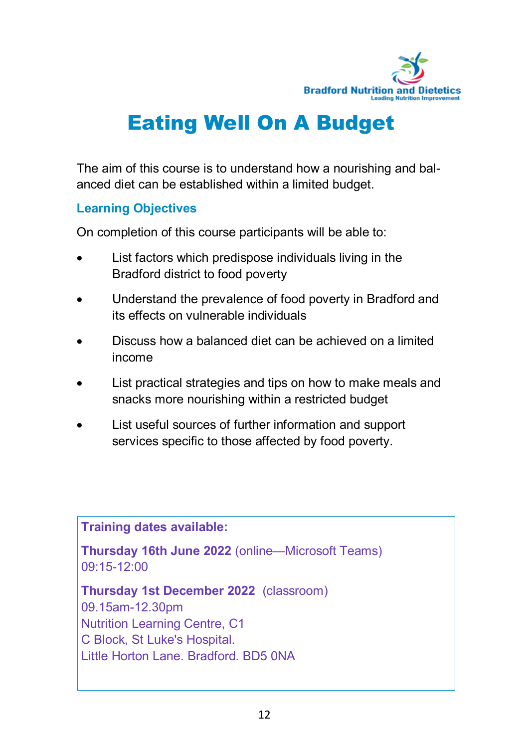Bradford Nutrition and Dietetics
Leading Nutrition Improvement

# Eating Well On A Budget

The aim of this course is to understand how a nourishing and balanced diet can be established within a limited budget.

### Learning Objectives

On completion of this course participants will be able to:

- List factors which predispose individuals living in the Bradford district to food poverty
- Understand the prevalence of food poverty in Bradford and its effects on vulnerable individuals
- Discuss how a balanced diet can be achieved on a limited income
- List practical strategies and tips on how to make meals and snacks more nourishing within a restricted budget
- List useful sources of further information and support services specific to those affected by food poverty.

**Training dates available:**

**Thursday 16th June 2022** (online—Microsoft Teams)
09:15-12:00

**Thursday 1st December 2022** (classroom)
09.15am-12.30pm
Nutrition Learning Centre, C1
C Block, St Luke's Hospital.
Little Horton Lane. Bradford. BD5 0NA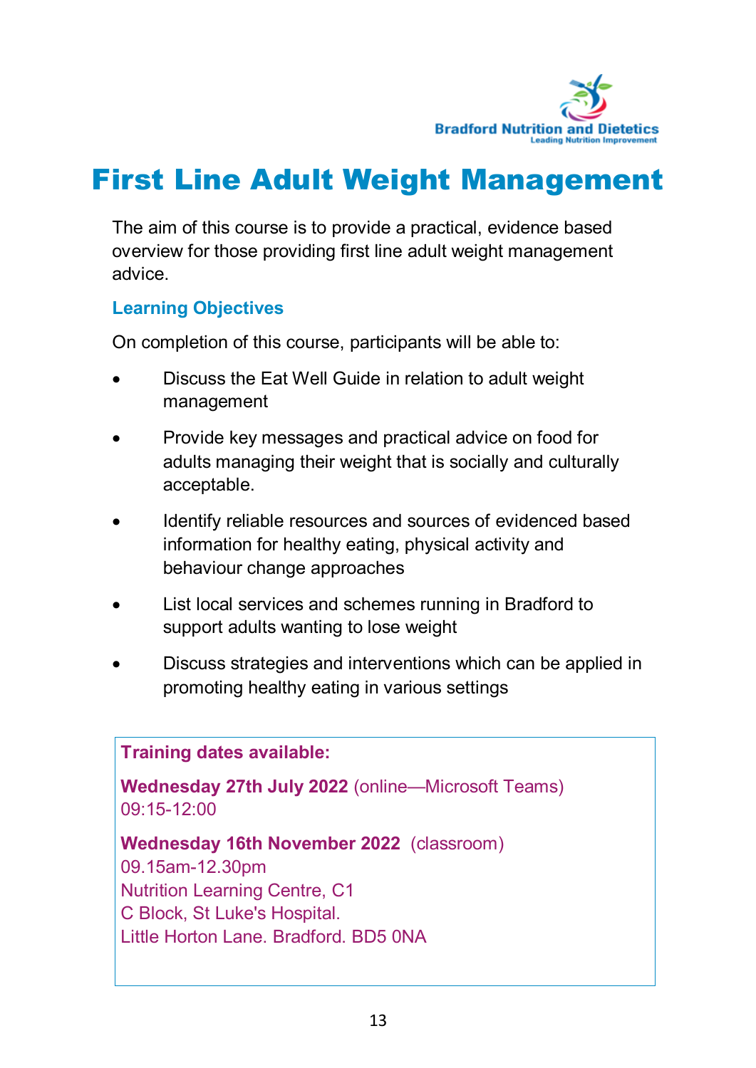Bradford Nutrition and Dietetics
Leading Nutrition Improvement

# First Line Adult Weight Management

The aim of this course is to provide a practical, evidence based overview for those providing first line adult weight management advice.

### Learning Objectives

On completion of this course, participants will be able to:

- Discuss the Eat Well Guide in relation to adult weight management
- Provide key messages and practical advice on food for adults managing their weight that is socially and culturally acceptable.
- Identify reliable resources and sources of evidenced based information for healthy eating, physical activity and behaviour change approaches
- List local services and schemes running in Bradford to support adults wanting to lose weight
- Discuss strategies and interventions which can be applied in promoting healthy eating in various settings

**Training dates available:**

**Wednesday 27th July 2022** (online—Microsoft Teams)
09:15-12:00

**Wednesday 16th November 2022** (classroom)
09.15am-12.30pm
Nutrition Learning Centre, C1
C Block, St Luke's Hospital.
Little Horton Lane. Bradford. BD5 0NA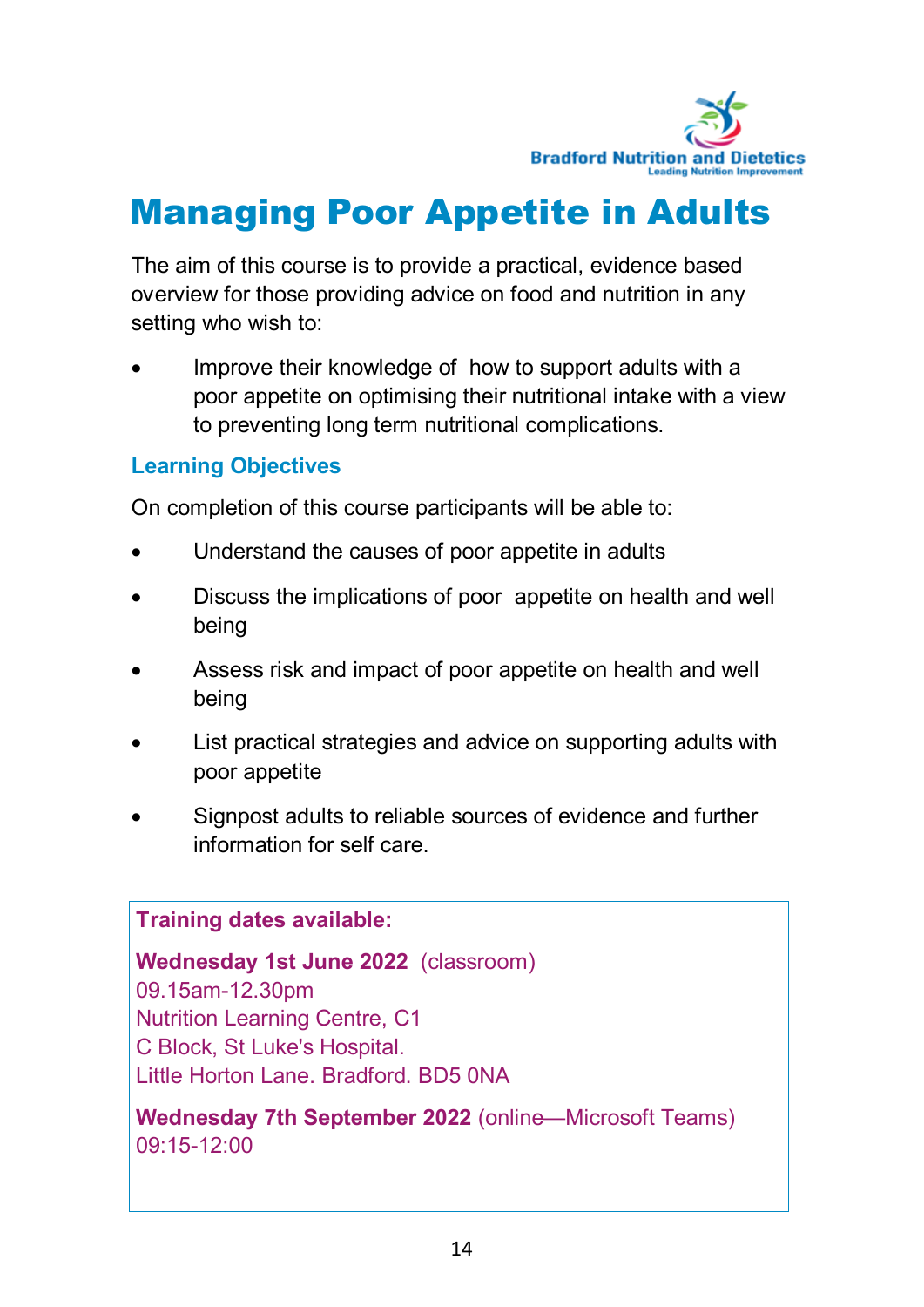Bradford Nutrition and Dietetics
Leading Nutrition Improvement

# Managing Poor Appetite in Adults

The aim of this course is to provide a practical, evidence based overview for those providing advice on food and nutrition in any setting who wish to:

- Improve their knowledge of how to support adults with a poor appetite on optimising their nutritional intake with a view to preventing long term nutritional complications.

## Learning Objectives

On completion of this course participants will be able to:

- Understand the causes of poor appetite in adults
- Discuss the implications of poor appetite on health and well being
- Assess risk and impact of poor appetite on health and well being
- List practical strategies and advice on supporting adults with poor appetite
- Signpost adults to reliable sources of evidence and further information for self care.

**Training dates available:**

**Wednesday 1st June 2022** (classroom)
09.15am-12.30pm
Nutrition Learning Centre, C1
C Block, St Luke's Hospital.
Little Horton Lane. Bradford. BD5 0NA

**Wednesday 7th September 2022** (online—Microsoft Teams)
09:15-12:00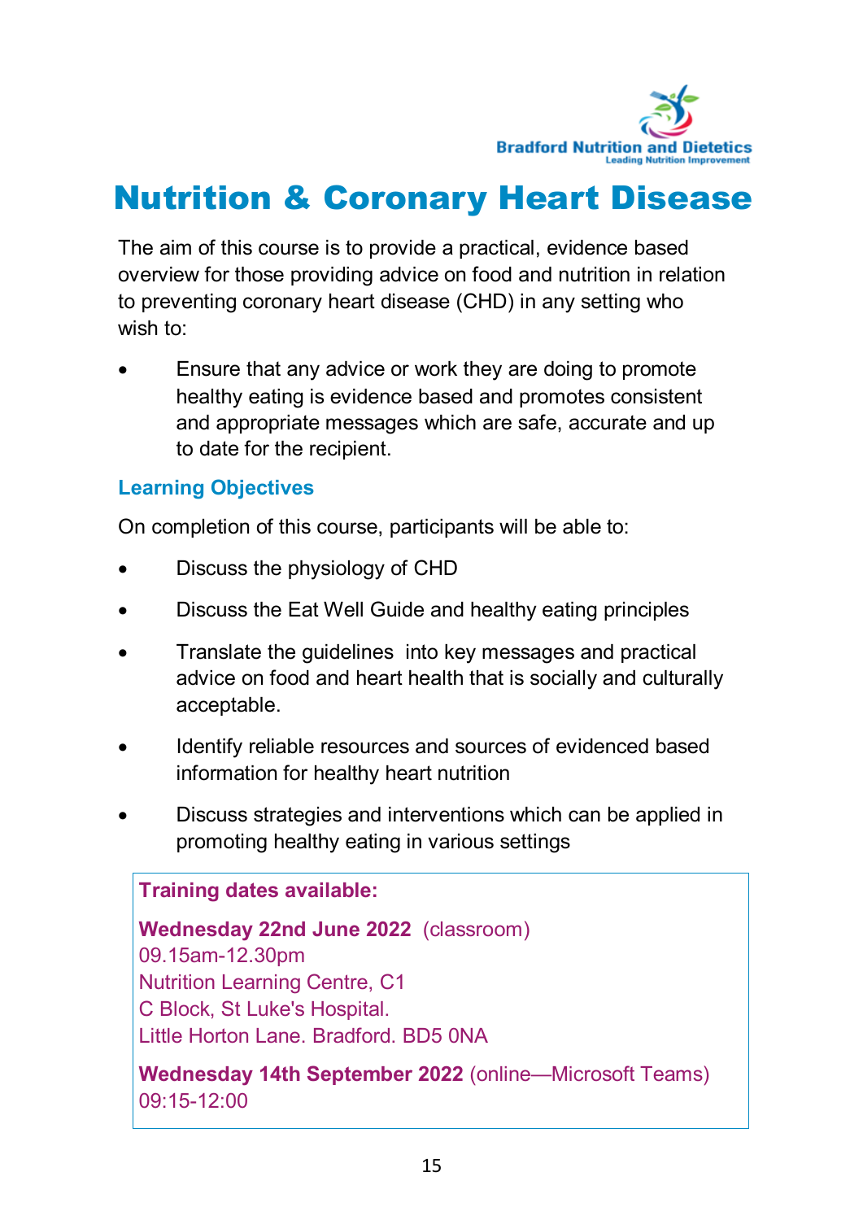Bradford Nutrition and Dietetics
Leading Nutrition Improvement

# Nutrition & Coronary Heart Disease

The aim of this course is to provide a practical, evidence based overview for those providing advice on food and nutrition in relation to preventing coronary heart disease (CHD) in any setting who wish to:

- Ensure that any advice or work they are doing to promote healthy eating is evidence based and promotes consistent and appropriate messages which are safe, accurate and up to date for the recipient.

## Learning Objectives

On completion of this course, participants will be able to:

- Discuss the physiology of CHD
- Discuss the Eat Well Guide and healthy eating principles
- Translate the guidelines into key messages and practical advice on food and heart health that is socially and culturally acceptable.
- Identify reliable resources and sources of evidenced based information for healthy heart nutrition
- Discuss strategies and interventions which can be applied in promoting healthy eating in various settings

**Training dates available:**

**Wednesday 22nd June 2022** (classroom)
09.15am-12.30pm
Nutrition Learning Centre, C1
C Block, St Luke's Hospital.
Little Horton Lane. Bradford. BD5 0NA

**Wednesday 14th September 2022** (online—Microsoft Teams)
09:15-12:00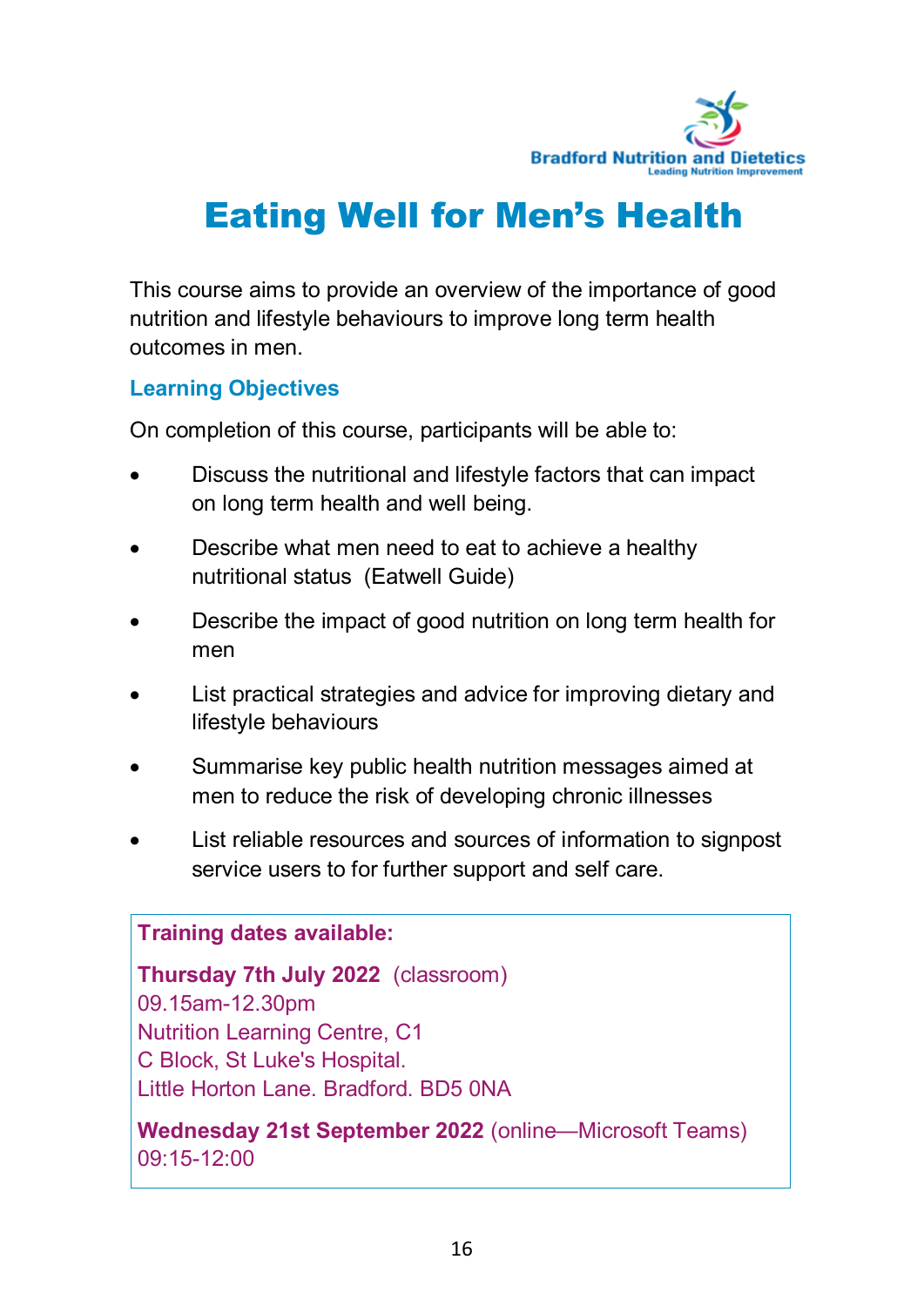Bradford Nutrition and Dietetics
Leading Nutrition Improvement

# Eating Well for Men's Health

This course aims to provide an overview of the importance of good nutrition and lifestyle behaviours to improve long term health outcomes in men.

### Learning Objectives

On completion of this course, participants will be able to:

- Discuss the nutritional and lifestyle factors that can impact on long term health and well being.
- Describe what men need to eat to achieve a healthy nutritional status (Eatwell Guide)
- Describe the impact of good nutrition on long term health for men
- List practical strategies and advice for improving dietary and lifestyle behaviours
- Summarise key public health nutrition messages aimed at men to reduce the risk of developing chronic illnesses
- List reliable resources and sources of information to signpost service users to for further support and self care.

**Training dates available:**

**Thursday 7th July 2022** (classroom)
09.15am-12.30pm
Nutrition Learning Centre, C1
C Block, St Luke's Hospital.
Little Horton Lane. Bradford. BD5 0NA

**Wednesday 21st September 2022** (online—Microsoft Teams)
09:15-12:00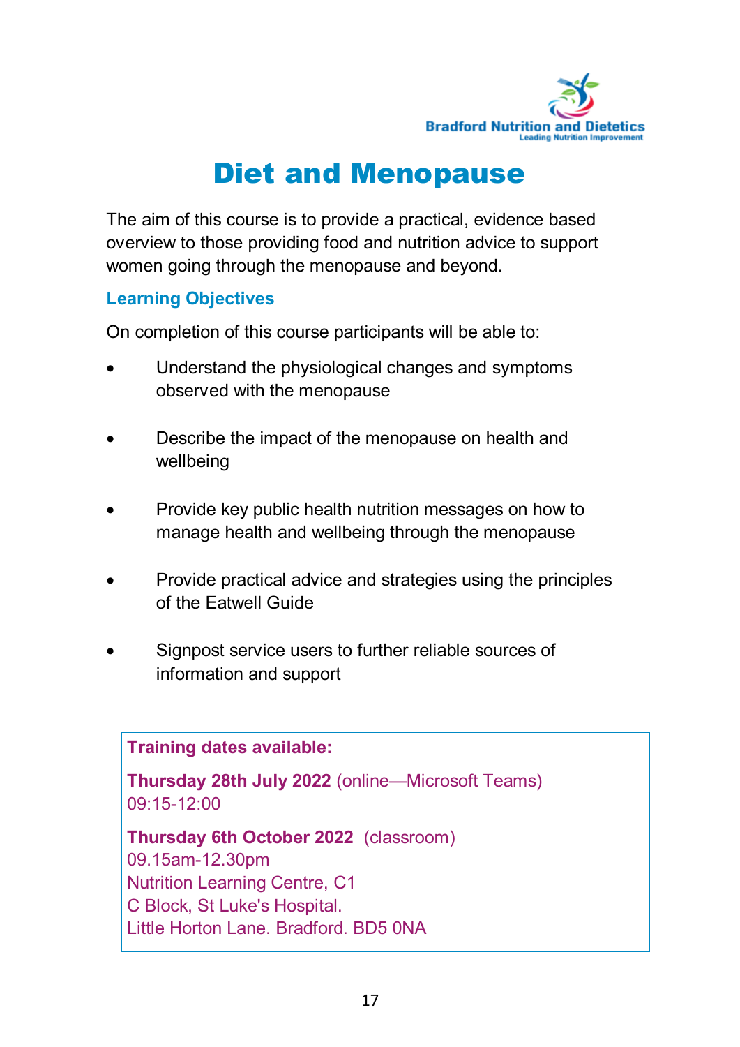Bradford Nutrition and Dietetics
Leading Nutrition Improvement

# Diet and Menopause

The aim of this course is to provide a practical, evidence based overview to those providing food and nutrition advice to support women going through the menopause and beyond.

### Learning Objectives

On completion of this course participants will be able to:

- Understand the physiological changes and symptoms observed with the menopause
- Describe the impact of the menopause on health and wellbeing
- Provide key public health nutrition messages on how to manage health and wellbeing through the menopause
- Provide practical advice and strategies using the principles of the Eatwell Guide
- Signpost service users to further reliable sources of information and support

**Training dates available:**

**Thursday 28th July 2022** (online—Microsoft Teams)
09:15-12:00

**Thursday 6th October 2022** (classroom)
09.15am-12.30pm
Nutrition Learning Centre, C1
C Block, St Luke's Hospital.
Little Horton Lane. Bradford. BD5 0NA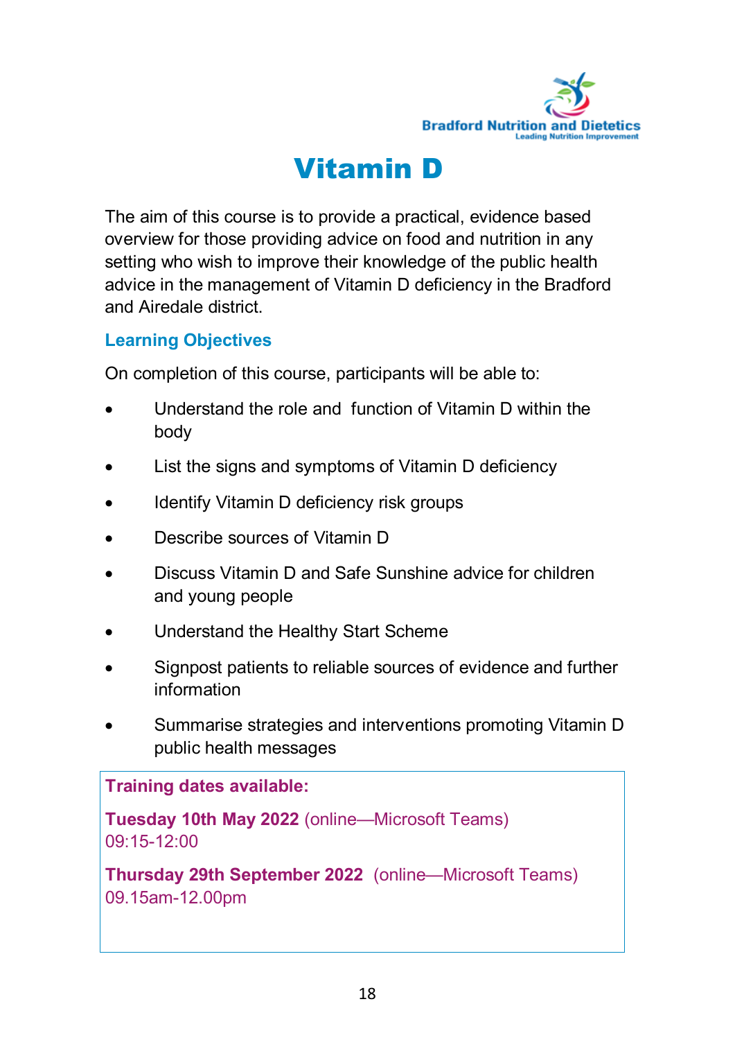Bradford Nutrition and Dietetics
Leading Nutrition Improvement

# Vitamin D

The aim of this course is to provide a practical, evidence based overview for those providing advice on food and nutrition in any setting who wish to improve their knowledge of the public health advice in the management of Vitamin D deficiency in the Bradford and Airedale district.

### Learning Objectives

On completion of this course, participants will be able to:

- Understand the role and function of Vitamin D within the body
- List the signs and symptoms of Vitamin D deficiency
- Identify Vitamin D deficiency risk groups
- Describe sources of Vitamin D
- Discuss Vitamin D and Safe Sunshine advice for children and young people
- Understand the Healthy Start Scheme
- Signpost patients to reliable sources of evidence and further information
- Summarise strategies and interventions promoting Vitamin D public health messages

**Training dates available:**

**Tuesday 10th May 2022** (online—Microsoft Teams)
09:15-12:00

**Thursday 29th September 2022** (online—Microsoft Teams)
09.15am-12.00pm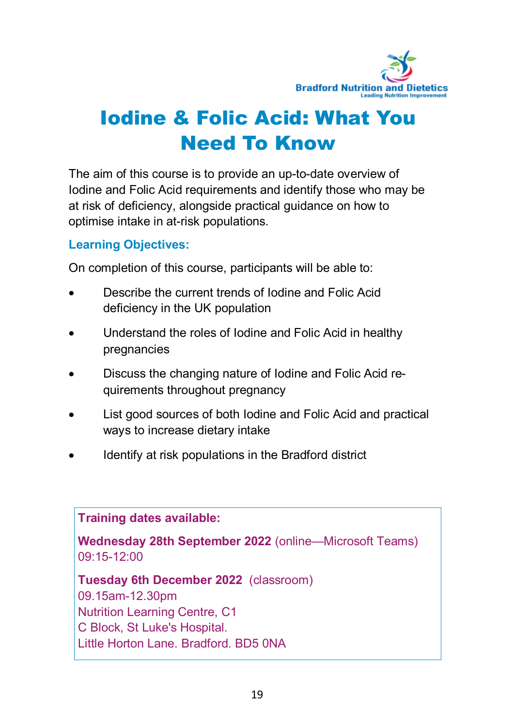Bradford Nutrition and Dietetics
Leading Nutrition Improvement

# Iodine & Folic Acid: What You Need To Know

The aim of this course is to provide an up-to-date overview of Iodine and Folic Acid requirements and identify those who may be at risk of deficiency, alongside practical guidance on how to optimise intake in at-risk populations.

### Learning Objectives:

On completion of this course, participants will be able to:

- Describe the current trends of Iodine and Folic Acid deficiency in the UK population
- Understand the roles of Iodine and Folic Acid in healthy pregnancies
- Discuss the changing nature of Iodine and Folic Acid requirements throughout pregnancy
- List good sources of both Iodine and Folic Acid and practical ways to increase dietary intake
- Identify at risk populations in the Bradford district

**Training dates available:**

**Wednesday 28th September 2022** (online—Microsoft Teams)
09:15-12:00

**Tuesday 6th December 2022** (classroom)
09.15am-12.30pm
Nutrition Learning Centre, C1
C Block, St Luke's Hospital.
Little Horton Lane. Bradford. BD5 0NA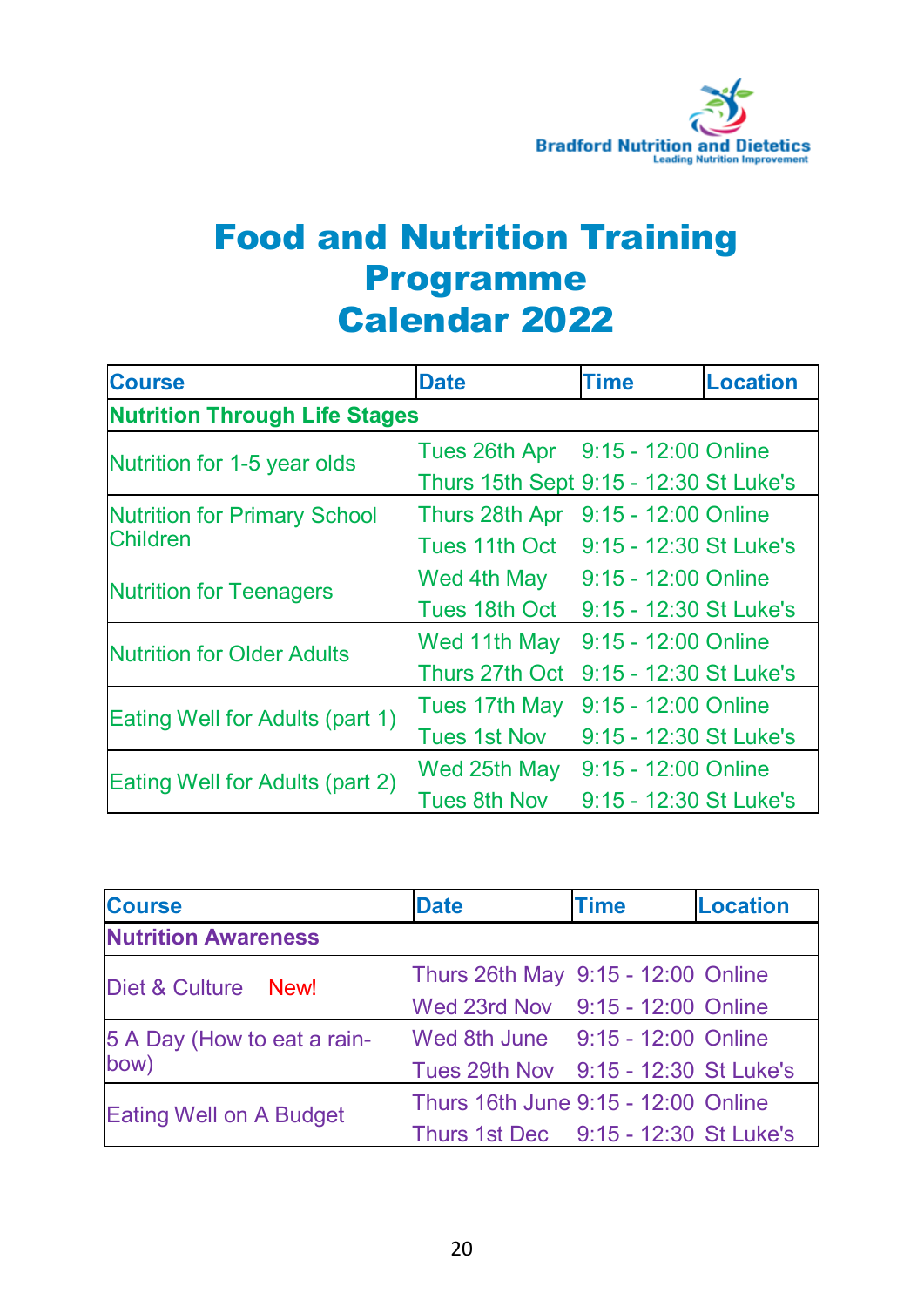Bradford Nutrition and Dietetics
Leading Nutrition Improvement

# Food and Nutrition Training Programme Calendar 2022

| Course | Date | Time | Location |
|---|---|---|---|
| **Nutrition Through Life Stages** | | | |
| Nutrition for 1-5 year olds | Tues 26th Apr | 9:15 - 12:00 | Online |
| | Thurs 15th Sept | 9:15 - 12:30 | St Luke's |
| Nutrition for Primary School Children | Thurs 28th Apr | 9:15 - 12:00 | Online |
| | Tues 11th Oct | 9:15 - 12:30 | St Luke's |
| Nutrition for Teenagers | Wed 4th May | 9:15 - 12:00 | Online |
| | Tues 18th Oct | 9:15 - 12:30 | St Luke's |
| Nutrition for Older Adults | Wed 11th May | 9:15 - 12:00 | Online |
| | Thurs 27th Oct | 9:15 - 12:30 | St Luke's |
| Eating Well for Adults (part 1) | Tues 17th May | 9:15 - 12:00 | Online |
| | Tues 1st Nov | 9:15 - 12:30 | St Luke's |
| Eating Well for Adults (part 2) | Wed 25th May | 9:15 - 12:00 | Online |
| | Tues 8th Nov | 9:15 - 12:30 | St Luke's |

| Course | Date | Time | Location |
|---|---|---|---|
| **Nutrition Awareness** | | | |
| Diet & Culture New! | Thurs 26th May | 9:15 - 12:00 | Online |
| | Wed 23rd Nov | 9:15 - 12:00 | Online |
| 5 A Day (How to eat a rainbow) | Wed 8th June | 9:15 - 12:00 | Online |
| | Tues 29th Nov | 9:15 - 12:30 | St Luke's |
| Eating Well on A Budget | Thurs 16th June | 9:15 - 12:00 | Online |
| | Thurs 1st Dec | 9:15 - 12:30 | St Luke's |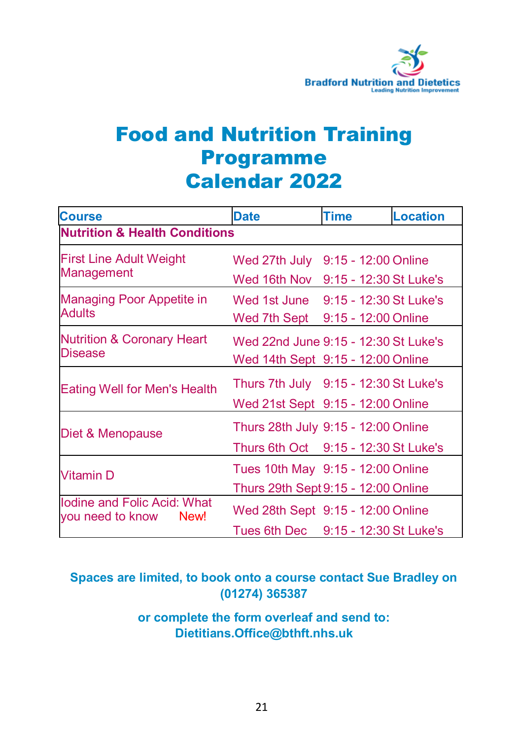Bradford Nutrition and Dietetics
Leading Nutrition Improvement

# Food and Nutrition Training Programme Calendar 2022

| Course | Date | Time | Location |
|---|---|---|---|
| **Nutrition & Health Conditions** | | | |
| First Line Adult Weight Management | Wed 27th July | 9:15 - 12:00 | Online |
| | Wed 16th Nov | 9:15 - 12:30 | St Luke's |
| Managing Poor Appetite in Adults | Wed 1st June | 9:15 - 12:30 | St Luke's |
| | Wed 7th Sept | 9:15 - 12:00 | Online |
| Nutrition & Coronary Heart Disease | Wed 22nd June | 9:15 - 12:30 | St Luke's |
| | Wed 14th Sept | 9:15 - 12:00 | Online |
| Eating Well for Men's Health | Thurs 7th July | 9:15 - 12:30 | St Luke's |
| | Wed 21st Sept | 9:15 - 12:00 | Online |
| Diet & Menopause | Thurs 28th July | 9:15 - 12:00 | Online |
| | Thurs 6th Oct | 9:15 - 12:30 | St Luke's |
| Vitamin D | Tues 10th May | 9:15 - 12:00 | Online |
| | Thurs 29th Sept | 9:15 - 12:00 | Online |
| Iodine and Folic Acid: What you need to know New! | Wed 28th Sept | 9:15 - 12:00 | Online |
| | Tues 6th Dec | 9:15 - 12:30 | St Luke's |

**Spaces are limited, to book onto a course contact Sue Bradley on (01274) 365387**

**or complete the form overleaf and send to: Dietitians.Office@bthft.nhs.uk**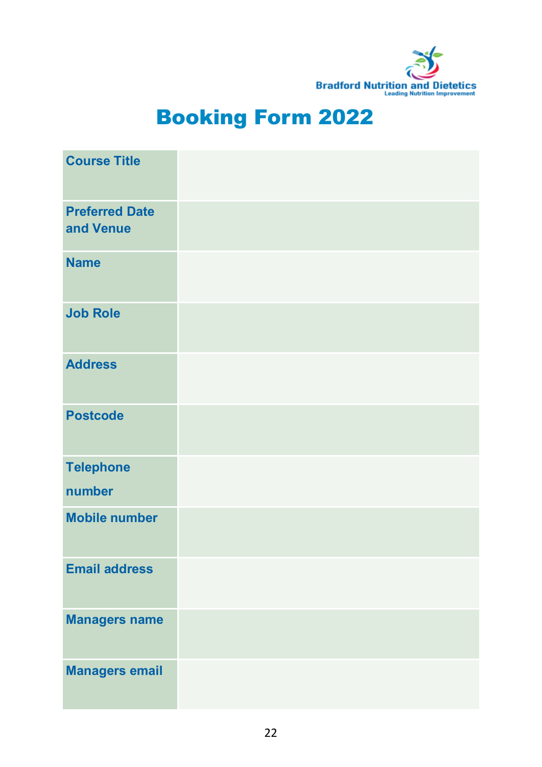Bradford Nutrition and Dietetics
Leading Nutrition Improvement

# Booking Form 2022

| | |
|---|---|
| **Course Title** | |
| **Preferred Date and Venue** | |
| **Name** | |
| **Job Role** | |
| **Address** | |
| **Postcode** | |
| **Telephone number** | |
| **Mobile number** | |
| **Email address** | |
| **Managers name** | |
| **Managers email** | |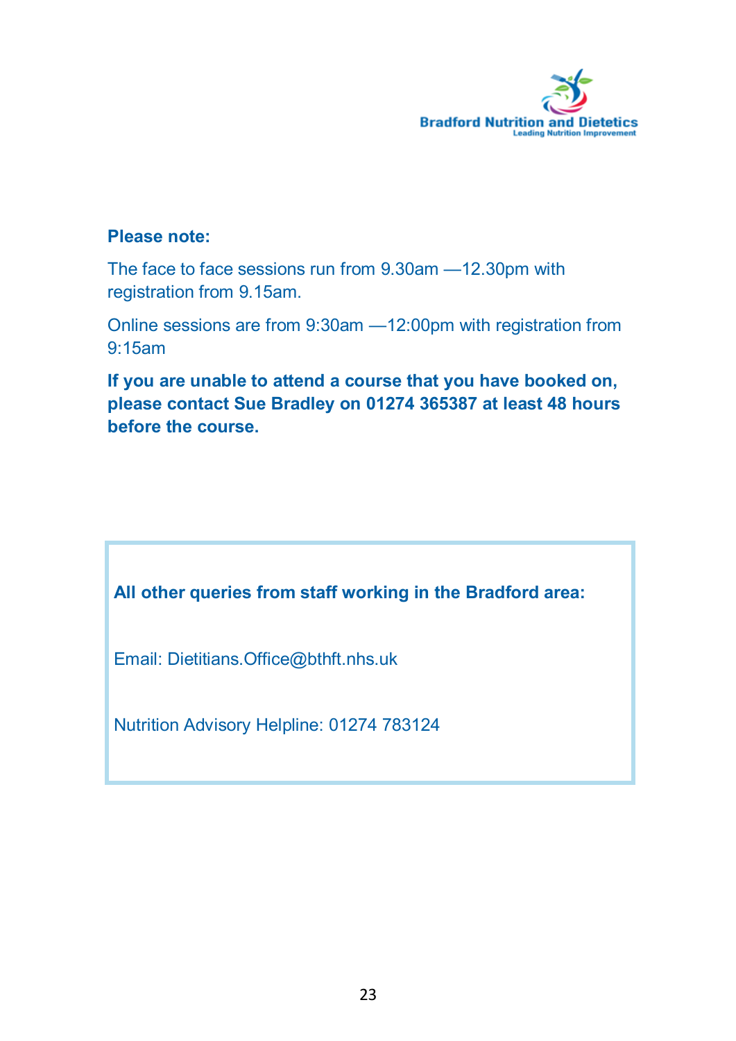Bradford Nutrition and Dietetics
Leading Nutrition Improvement

**Please note:**

The face to face sessions run from 9.30am —12.30pm with registration from 9.15am.

Online sessions are from 9:30am —12:00pm with registration from 9:15am

**If you are unable to attend a course that you have booked on, please contact Sue Bradley on 01274 365387 at least 48 hours before the course.**

**All other queries from staff working in the Bradford area:**

Email: Dietitians.Office@bthft.nhs.uk

Nutrition Advisory Helpline: 01274 783124